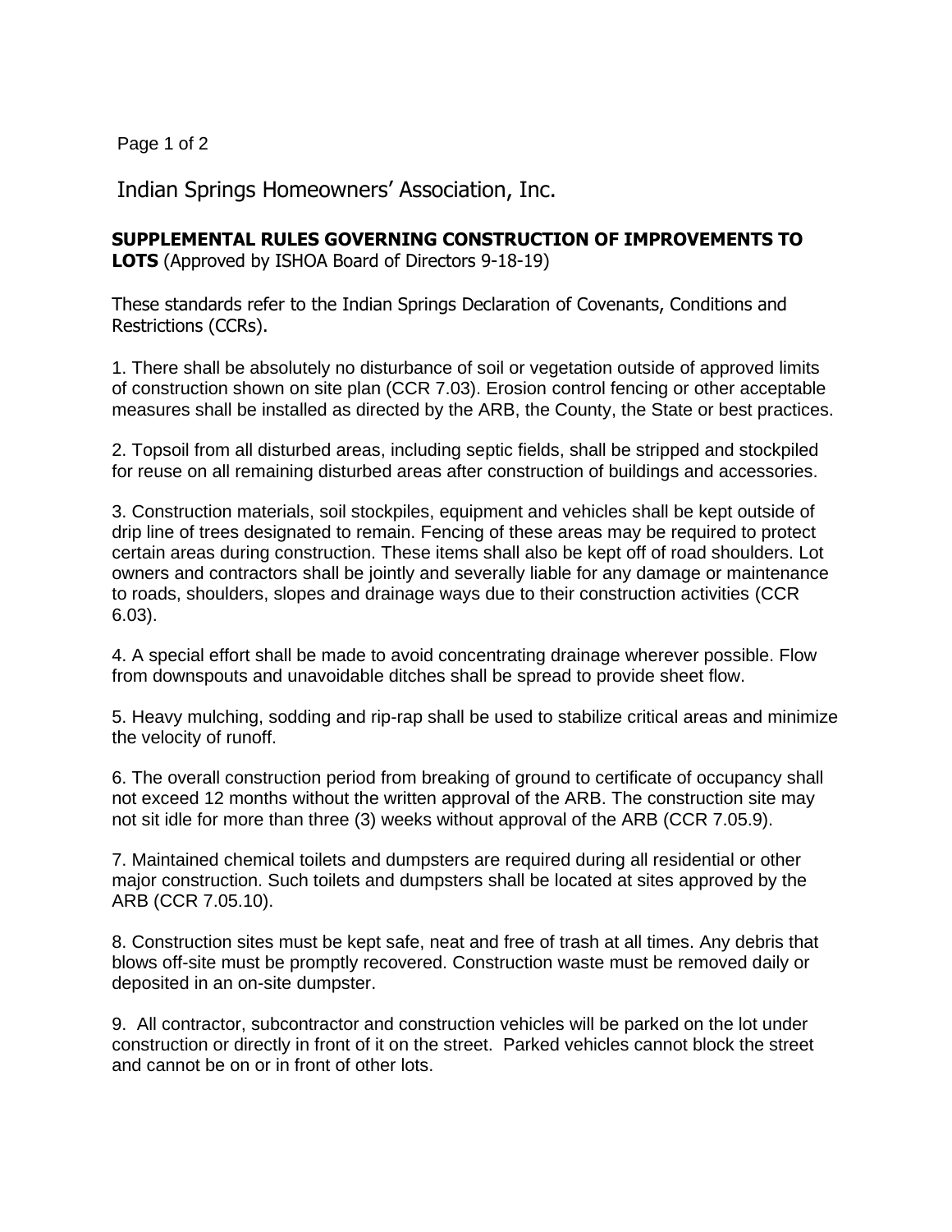# Indian Springs Homeowners' Association, Inc.

**SUPPLEMENTAL RULES GOVERNING CONSTRUCTION OF IMPROVEMENTS TO LOTS** (Approved by ISHOA Board of Directors 9-18-19)

These standards refer to the Indian Springs Declaration of Covenants, Conditions and Restrictions (CCRs).

1. There shall be absolutely no disturbance of soil or vegetation outside of approved limits of construction shown on site plan (CCR 7.03). Erosion control fencing or other acceptable measures shall be installed as directed by the ARB, the County, the State or best practices.

2. Topsoil from all disturbed areas, including septic fields, shall be stripped and stockpiled for reuse on all remaining disturbed areas after construction of buildings and accessories.

3. Construction materials, soil stockpiles, equipment and vehicles shall be kept outside of drip line of trees designated to remain. Fencing of these areas may be required to protect certain areas during construction. These items shall also be kept off of road shoulders. Lot owners and contractors shall be jointly and severally liable for any damage or maintenance to roads, shoulders, slopes and drainage ways due to their construction activities (CCR 6.03).

4. A special effort shall be made to avoid concentrating drainage wherever possible. Flow from downspouts and unavoidable ditches shall be spread to provide sheet flow.

5. Heavy mulching, sodding and rip-rap shall be used to stabilize critical areas and minimize the velocity of runoff.

6. The overall construction period from breaking of ground to certificate of occupancy shall not exceed 12 months without the written approval of the ARB. The construction site may not sit idle for more than three (3) weeks without approval of the ARB (CCR 7.05.9).

7. Maintained chemical toilets and dumpsters are required during all residential or other major construction. Such toilets and dumpsters shall be located at sites approved by the ARB (CCR 7.05.10).

8. Construction sites must be kept safe, neat and free of trash at all times. Any debris that blows off-site must be promptly recovered. Construction waste must be removed daily or deposited in an on-site dumpster.

9. All contractor, subcontractor and construction vehicles will be parked on the lot under construction or directly in front of it on the street. Parked vehicles cannot block the street and cannot be on or in front of other lots.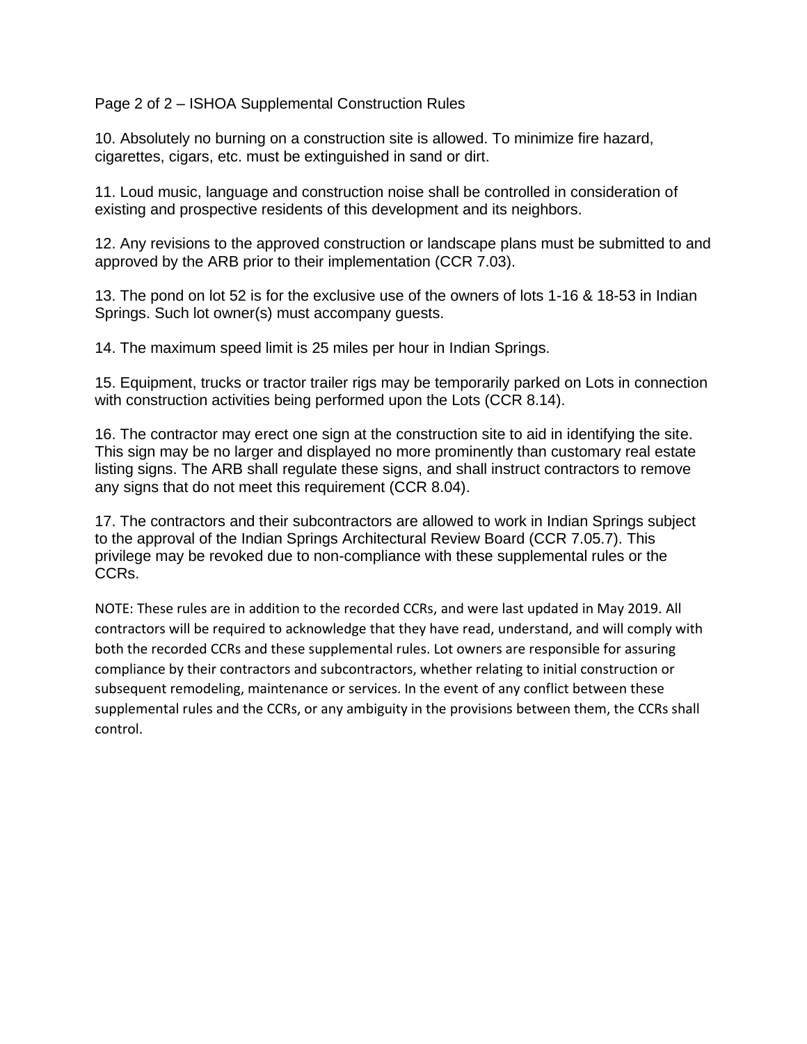10. Absolutely no burning on a construction site is allowed. To minimize fire hazard, cigarettes, cigars, etc. must be extinguished in sand or dirt.

11. Loud music, language and construction noise shall be controlled in consideration of existing and prospective residents of this development and its neighbors.

12. Any revisions to the approved construction or landscape plans must be submitted to and approved by the ARB prior to their implementation (CCR 7.03).

13. The pond on lot 52 is for the exclusive use of the owners of lots 1-16 & 18-53 in Indian Springs. Such lot owner(s) must accompany guests.

14. The maximum speed limit is 25 miles per hour in Indian Springs.

15. Equipment, trucks or tractor trailer rigs may be temporarily parked on Lots in connection with construction activities being performed upon the Lots (CCR 8.14).

16. The contractor may erect one sign at the construction site to aid in identifying the site. This sign may be no larger and displayed no more prominently than customary real estate listing signs. The ARB shall regulate these signs, and shall instruct contractors to remove any signs that do not meet this requirement (CCR 8.04).

17. The contractors and their subcontractors are allowed to work in Indian Springs subject to the approval of the Indian Springs Architectural Review Board (CCR 7.05.7). This privilege may be revoked due to non-compliance with these supplemental rules or the CCRs.

NOTE: These rules are in addition to the recorded CCRs, and were last updated in May 2019. All contractors will be required to acknowledge that they have read, understand, and will comply with both the recorded CCRs and these supplemental rules. Lot owners are responsible for assuring compliance by their contractors and subcontractors, whether relating to initial construction or subsequent remodeling, maintenance or services. In the event of any conflict between these supplemental rules and the CCRs, or any ambiguity in the provisions between them, the CCRs shall control.